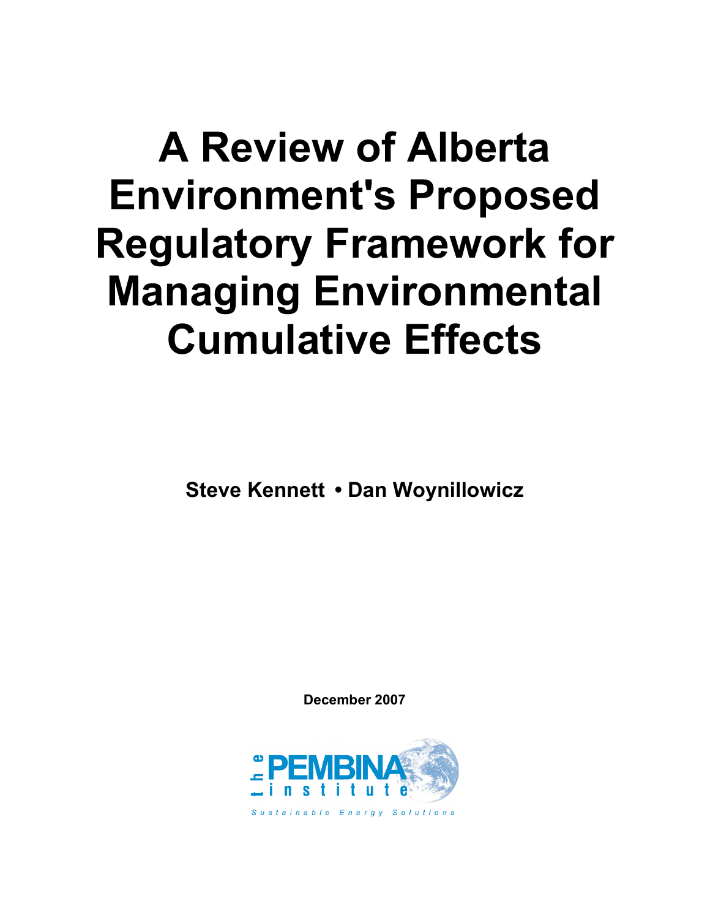# A Review of Alberta Environment's Proposed Regulatory Framework for Managing Environmental Cumulative Effects

**Steve Kennett • Dan Woynillowicz**

**December 2007**

the PEMBINA institute

*Sustainable Energy Solutions*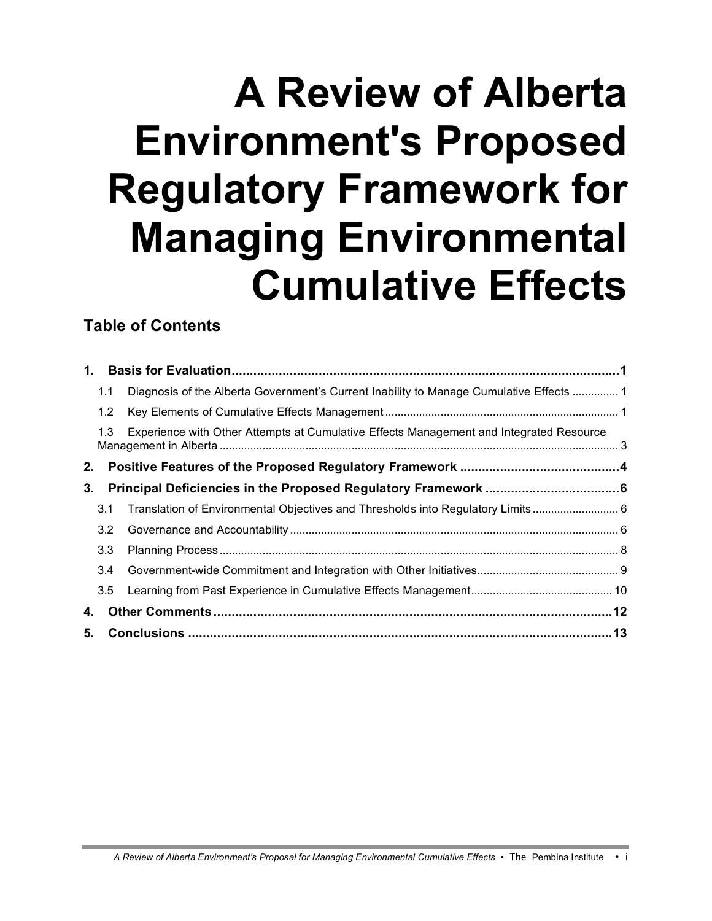# A Review of Alberta Environment's Proposed Regulatory Framework for Managing Environmental Cumulative Effects

## Table of Contents

**1. Basis for Evaluation ........ 1**

- 1.1 Diagnosis of the Alberta Government's Current Inability to Manage Cumulative Effects ........ 1
- 1.2 Key Elements of Cumulative Effects Management ........ 1
- 1.3 Experience with Other Attempts at Cumulative Effects Management and Integrated Resource Management in Alberta ........ 3

**2. Positive Features of the Proposed Regulatory Framework ........ 4**

**3. Principal Deficiencies in the Proposed Regulatory Framework ........ 6**

- 3.1 Translation of Environmental Objectives and Thresholds into Regulatory Limits ........ 6
- 3.2 Governance and Accountability ........ 6
- 3.3 Planning Process ........ 8
- 3.4 Government-wide Commitment and Integration with Other Initiatives ........ 9
- 3.5 Learning from Past Experience in Cumulative Effects Management ........ 10

**4. Other Comments ........ 12**

**5. Conclusions ........ 13**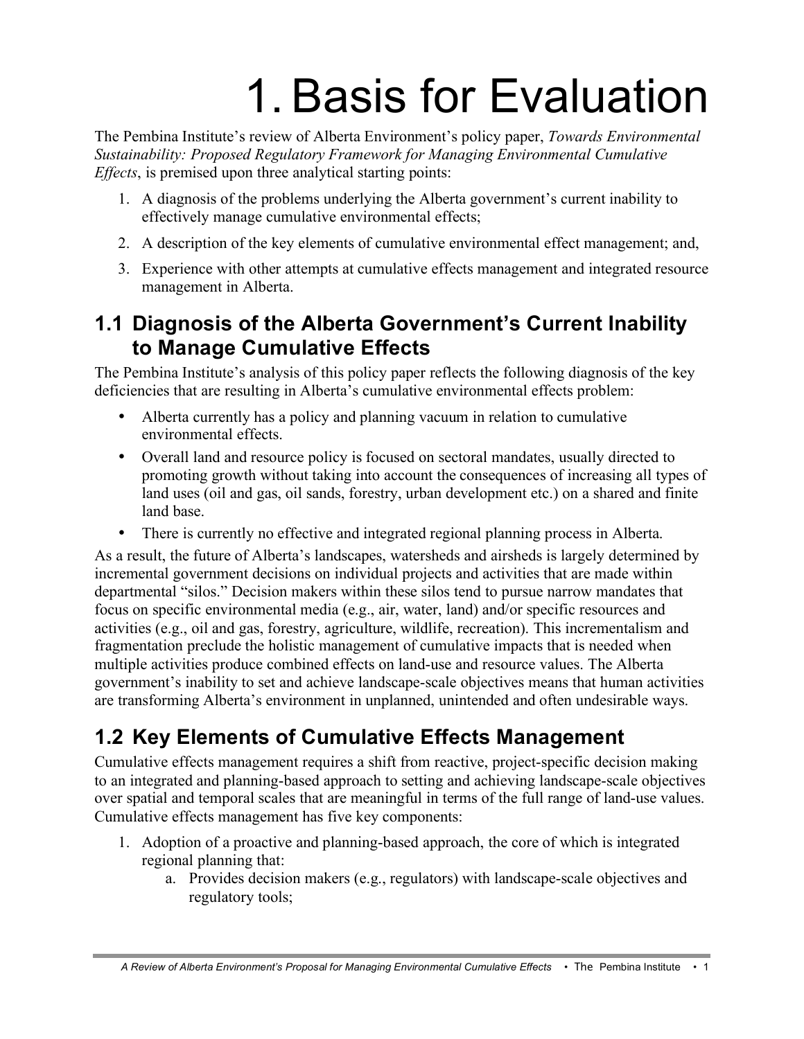# 1. Basis for Evaluation

The Pembina Institute's review of Alberta Environment's policy paper, *Towards Environmental Sustainability: Proposed Regulatory Framework for Managing Environmental Cumulative Effects*, is premised upon three analytical starting points:

1. A diagnosis of the problems underlying the Alberta government's current inability to effectively manage cumulative environmental effects;
2. A description of the key elements of cumulative environmental effect management; and,
3. Experience with other attempts at cumulative effects management and integrated resource management in Alberta.

## 1.1 Diagnosis of the Alberta Government's Current Inability to Manage Cumulative Effects

The Pembina Institute's analysis of this policy paper reflects the following diagnosis of the key deficiencies that are resulting in Alberta's cumulative environmental effects problem:

- Alberta currently has a policy and planning vacuum in relation to cumulative environmental effects.
- Overall land and resource policy is focused on sectoral mandates, usually directed to promoting growth without taking into account the consequences of increasing all types of land uses (oil and gas, oil sands, forestry, urban development etc.) on a shared and finite land base.
- There is currently no effective and integrated regional planning process in Alberta.

As a result, the future of Alberta's landscapes, watersheds and airsheds is largely determined by incremental government decisions on individual projects and activities that are made within departmental "silos." Decision makers within these silos tend to pursue narrow mandates that focus on specific environmental media (e.g., air, water, land) and/or specific resources and activities (e.g., oil and gas, forestry, agriculture, wildlife, recreation). This incrementalism and fragmentation preclude the holistic management of cumulative impacts that is needed when multiple activities produce combined effects on land-use and resource values. The Alberta government's inability to set and achieve landscape-scale objectives means that human activities are transforming Alberta's environment in unplanned, unintended and often undesirable ways.

## 1.2 Key Elements of Cumulative Effects Management

Cumulative effects management requires a shift from reactive, project-specific decision making to an integrated and planning-based approach to setting and achieving landscape-scale objectives over spatial and temporal scales that are meaningful in terms of the full range of land-use values. Cumulative effects management has five key components:

1. Adoption of a proactive and planning-based approach, the core of which is integrated regional planning that:
    a. Provides decision makers (e.g., regulators) with landscape-scale objectives and regulatory tools;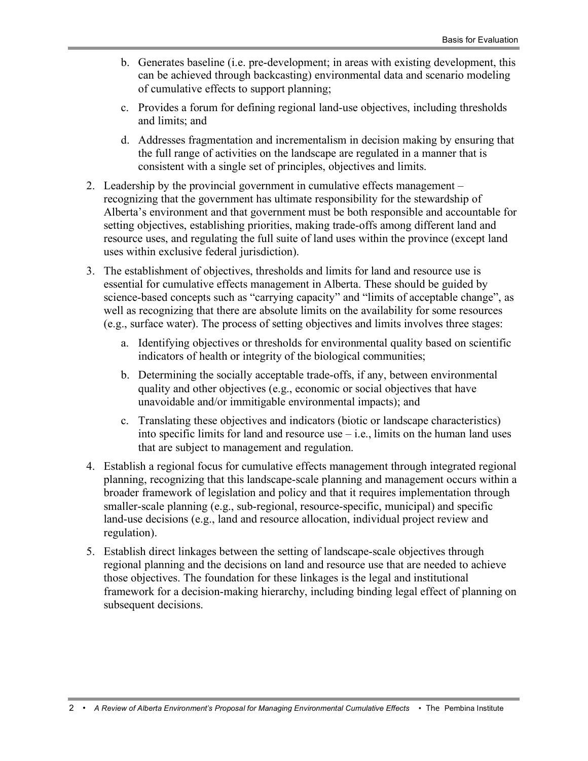b. Generates baseline (i.e. pre-development; in areas with existing development, this can be achieved through backcasting) environmental data and scenario modeling of cumulative effects to support planning;

   c. Provides a forum for defining regional land-use objectives, including thresholds and limits; and

   d. Addresses fragmentation and incrementalism in decision making by ensuring that the full range of activities on the landscape are regulated in a manner that is consistent with a single set of principles, objectives and limits.

2. Leadership by the provincial government in cumulative effects management – recognizing that the government has ultimate responsibility for the stewardship of Alberta's environment and that government must be both responsible and accountable for setting objectives, establishing priorities, making trade-offs among different land and resource uses, and regulating the full suite of land uses within the province (except land uses within exclusive federal jurisdiction).

3. The establishment of objectives, thresholds and limits for land and resource use is essential for cumulative effects management in Alberta. These should be guided by science-based concepts such as "carrying capacity" and "limits of acceptable change", as well as recognizing that there are absolute limits on the availability for some resources (e.g., surface water). The process of setting objectives and limits involves three stages:

   a. Identifying objectives or thresholds for environmental quality based on scientific indicators of health or integrity of the biological communities;

   b. Determining the socially acceptable trade-offs, if any, between environmental quality and other objectives (e.g., economic or social objectives that have unavoidable and/or immitigable environmental impacts); and

   c. Translating these objectives and indicators (biotic or landscape characteristics) into specific limits for land and resource use – i.e., limits on the human land uses that are subject to management and regulation.

4. Establish a regional focus for cumulative effects management through integrated regional planning, recognizing that this landscape-scale planning and management occurs within a broader framework of legislation and policy and that it requires implementation through smaller-scale planning (e.g., sub-regional, resource-specific, municipal) and specific land-use decisions (e.g., land and resource allocation, individual project review and regulation).

5. Establish direct linkages between the setting of landscape-scale objectives through regional planning and the decisions on land and resource use that are needed to achieve those objectives. The foundation for these linkages is the legal and institutional framework for a decision-making hierarchy, including binding legal effect of planning on subsequent decisions.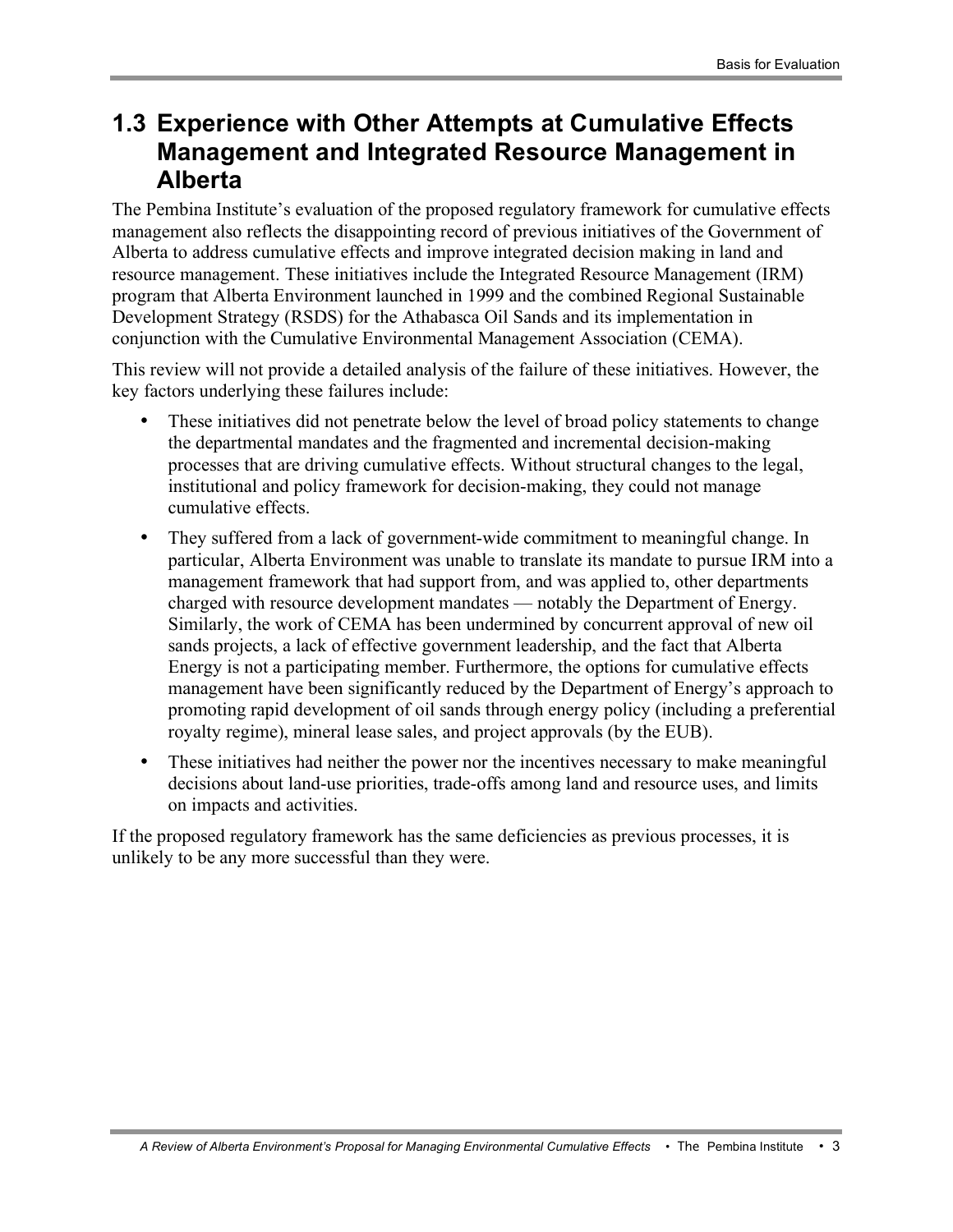## 1.3 Experience with Other Attempts at Cumulative Effects Management and Integrated Resource Management in Alberta

The Pembina Institute's evaluation of the proposed regulatory framework for cumulative effects management also reflects the disappointing record of previous initiatives of the Government of Alberta to address cumulative effects and improve integrated decision making in land and resource management. These initiatives include the Integrated Resource Management (IRM) program that Alberta Environment launched in 1999 and the combined Regional Sustainable Development Strategy (RSDS) for the Athabasca Oil Sands and its implementation in conjunction with the Cumulative Environmental Management Association (CEMA).

This review will not provide a detailed analysis of the failure of these initiatives. However, the key factors underlying these failures include:

- These initiatives did not penetrate below the level of broad policy statements to change the departmental mandates and the fragmented and incremental decision-making processes that are driving cumulative effects. Without structural changes to the legal, institutional and policy framework for decision-making, they could not manage cumulative effects.
- They suffered from a lack of government-wide commitment to meaningful change. In particular, Alberta Environment was unable to translate its mandate to pursue IRM into a management framework that had support from, and was applied to, other departments charged with resource development mandates — notably the Department of Energy. Similarly, the work of CEMA has been undermined by concurrent approval of new oil sands projects, a lack of effective government leadership, and the fact that Alberta Energy is not a participating member. Furthermore, the options for cumulative effects management have been significantly reduced by the Department of Energy's approach to promoting rapid development of oil sands through energy policy (including a preferential royalty regime), mineral lease sales, and project approvals (by the EUB).
- These initiatives had neither the power nor the incentives necessary to make meaningful decisions about land-use priorities, trade-offs among land and resource uses, and limits on impacts and activities.

If the proposed regulatory framework has the same deficiencies as previous processes, it is unlikely to be any more successful than they were.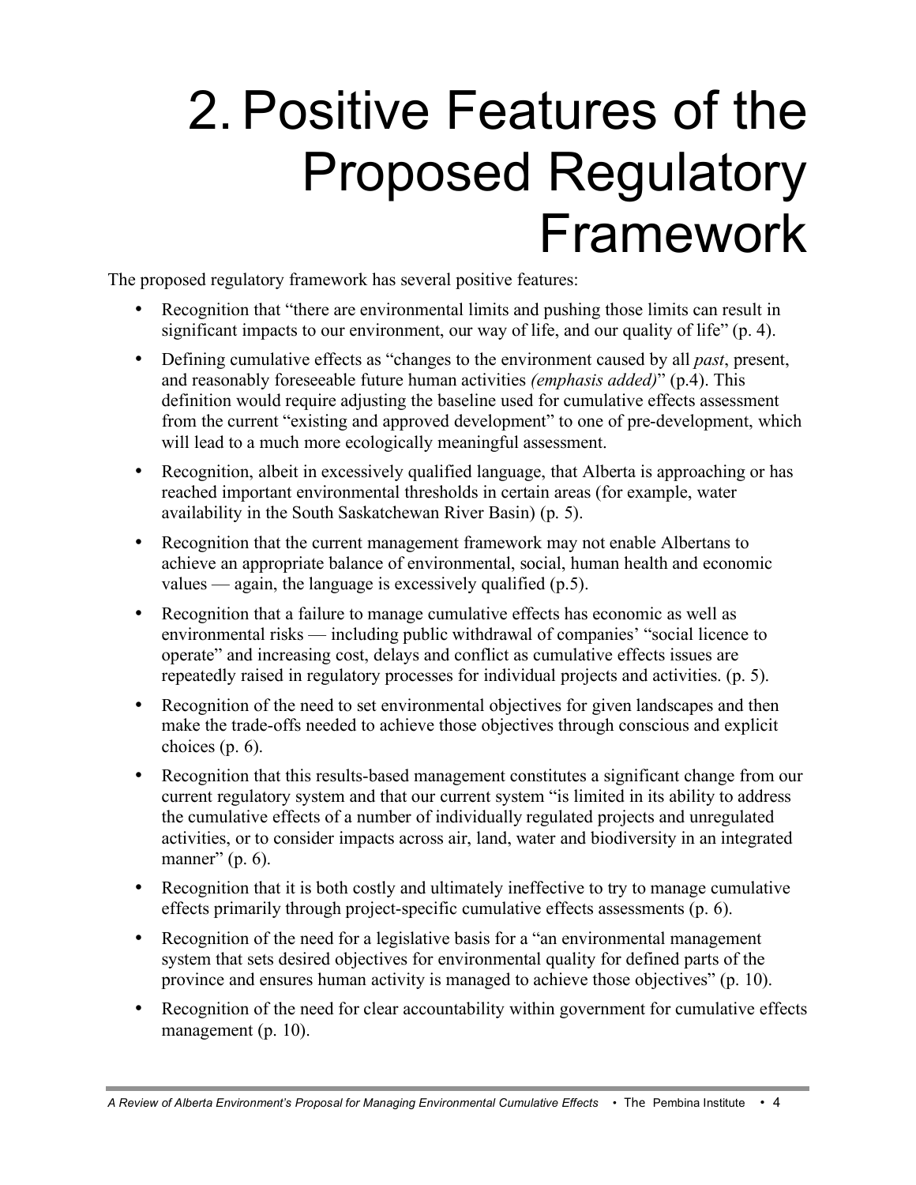# 2. Positive Features of the Proposed Regulatory Framework

The proposed regulatory framework has several positive features:

- Recognition that "there are environmental limits and pushing those limits can result in significant impacts to our environment, our way of life, and our quality of life" (p. 4).
- Defining cumulative effects as "changes to the environment caused by all *past*, present, and reasonably foreseeable future human activities *(emphasis added)*" (p.4). This definition would require adjusting the baseline used for cumulative effects assessment from the current "existing and approved development" to one of pre-development, which will lead to a much more ecologically meaningful assessment.
- Recognition, albeit in excessively qualified language, that Alberta is approaching or has reached important environmental thresholds in certain areas (for example, water availability in the South Saskatchewan River Basin) (p. 5).
- Recognition that the current management framework may not enable Albertans to achieve an appropriate balance of environmental, social, human health and economic values — again, the language is excessively qualified (p.5).
- Recognition that a failure to manage cumulative effects has economic as well as environmental risks — including public withdrawal of companies' "social licence to operate" and increasing cost, delays and conflict as cumulative effects issues are repeatedly raised in regulatory processes for individual projects and activities. (p. 5).
- Recognition of the need to set environmental objectives for given landscapes and then make the trade-offs needed to achieve those objectives through conscious and explicit choices (p. 6).
- Recognition that this results-based management constitutes a significant change from our current regulatory system and that our current system "is limited in its ability to address the cumulative effects of a number of individually regulated projects and unregulated activities, or to consider impacts across air, land, water and biodiversity in an integrated manner" (p. 6).
- Recognition that it is both costly and ultimately ineffective to try to manage cumulative effects primarily through project-specific cumulative effects assessments (p. 6).
- Recognition of the need for a legislative basis for a "an environmental management system that sets desired objectives for environmental quality for defined parts of the province and ensures human activity is managed to achieve those objectives" (p. 10).
- Recognition of the need for clear accountability within government for cumulative effects management (p. 10).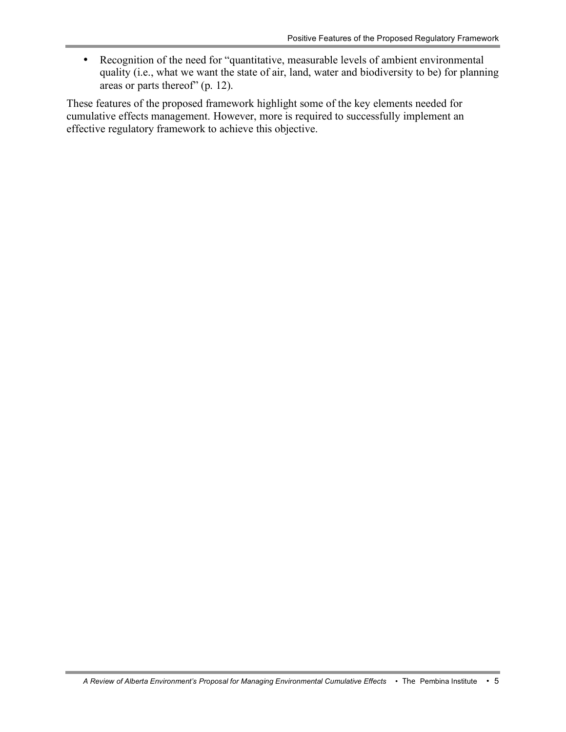- Recognition of the need for "quantitative, measurable levels of ambient environmental quality (i.e., what we want the state of air, land, water and biodiversity to be) for planning areas or parts thereof" (p. 12).

These features of the proposed framework highlight some of the key elements needed for cumulative effects management. However, more is required to successfully implement an effective regulatory framework to achieve this objective.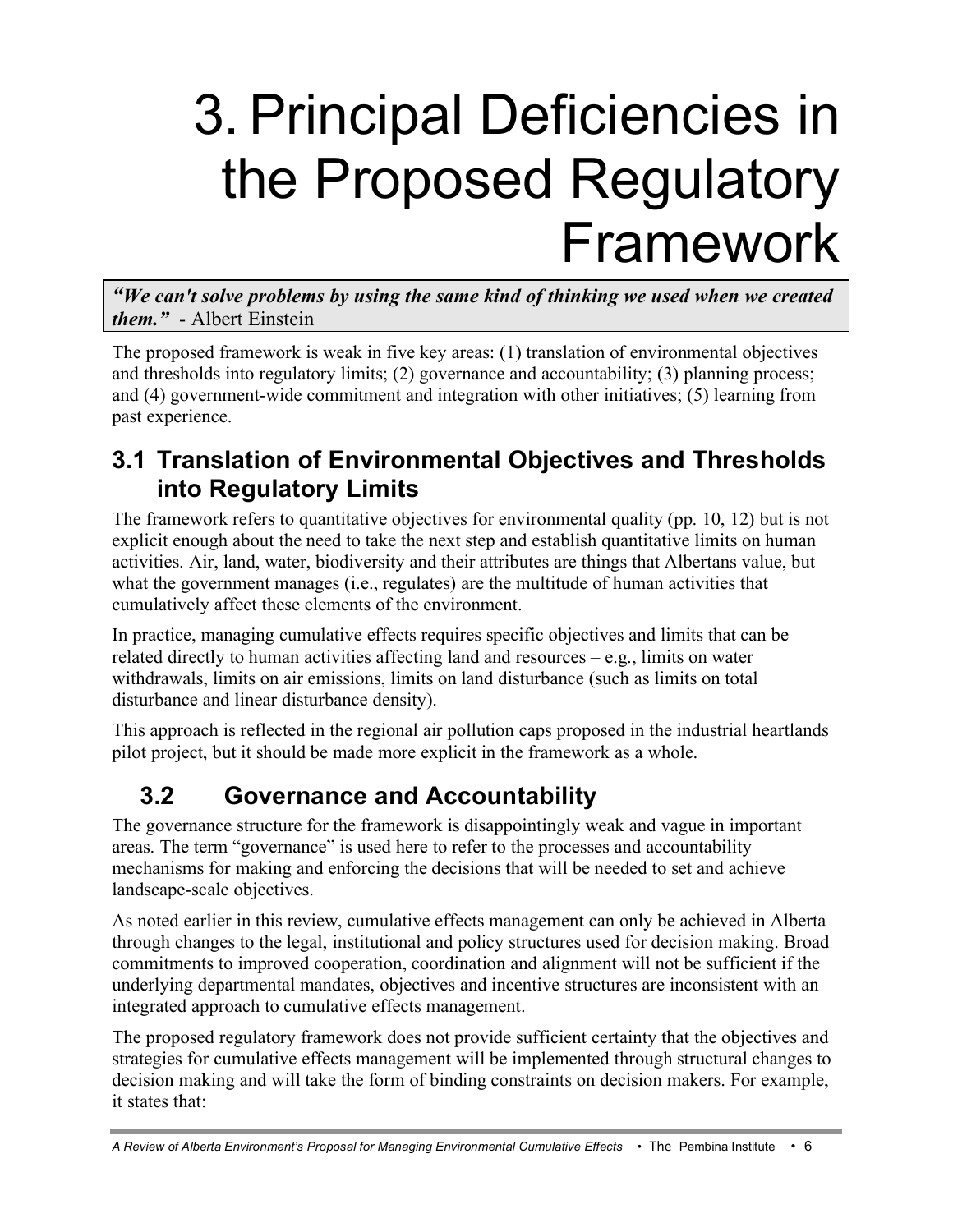# 3. Principal Deficiencies in the Proposed Regulatory Framework

***"We can't solve problems by using the same kind of thinking we used when we created them."*** - Albert Einstein

The proposed framework is weak in five key areas: (1) translation of environmental objectives and thresholds into regulatory limits; (2) governance and accountability; (3) planning process; and (4) government-wide commitment and integration with other initiatives; (5) learning from past experience.

## 3.1 Translation of Environmental Objectives and Thresholds into Regulatory Limits

The framework refers to quantitative objectives for environmental quality (pp. 10, 12) but is not explicit enough about the need to take the next step and establish quantitative limits on human activities. Air, land, water, biodiversity and their attributes are things that Albertans value, but what the government manages (i.e., regulates) are the multitude of human activities that cumulatively affect these elements of the environment.

In practice, managing cumulative effects requires specific objectives and limits that can be related directly to human activities affecting land and resources – e.g., limits on water withdrawals, limits on air emissions, limits on land disturbance (such as limits on total disturbance and linear disturbance density).

This approach is reflected in the regional air pollution caps proposed in the industrial heartlands pilot project, but it should be made more explicit in the framework as a whole.

## 3.2 Governance and Accountability

The governance structure for the framework is disappointingly weak and vague in important areas. The term "governance" is used here to refer to the processes and accountability mechanisms for making and enforcing the decisions that will be needed to set and achieve landscape-scale objectives.

As noted earlier in this review, cumulative effects management can only be achieved in Alberta through changes to the legal, institutional and policy structures used for decision making. Broad commitments to improved cooperation, coordination and alignment will not be sufficient if the underlying departmental mandates, objectives and incentive structures are inconsistent with an integrated approach to cumulative effects management.

The proposed regulatory framework does not provide sufficient certainty that the objectives and strategies for cumulative effects management will be implemented through structural changes to decision making and will take the form of binding constraints on decision makers. For example, it states that: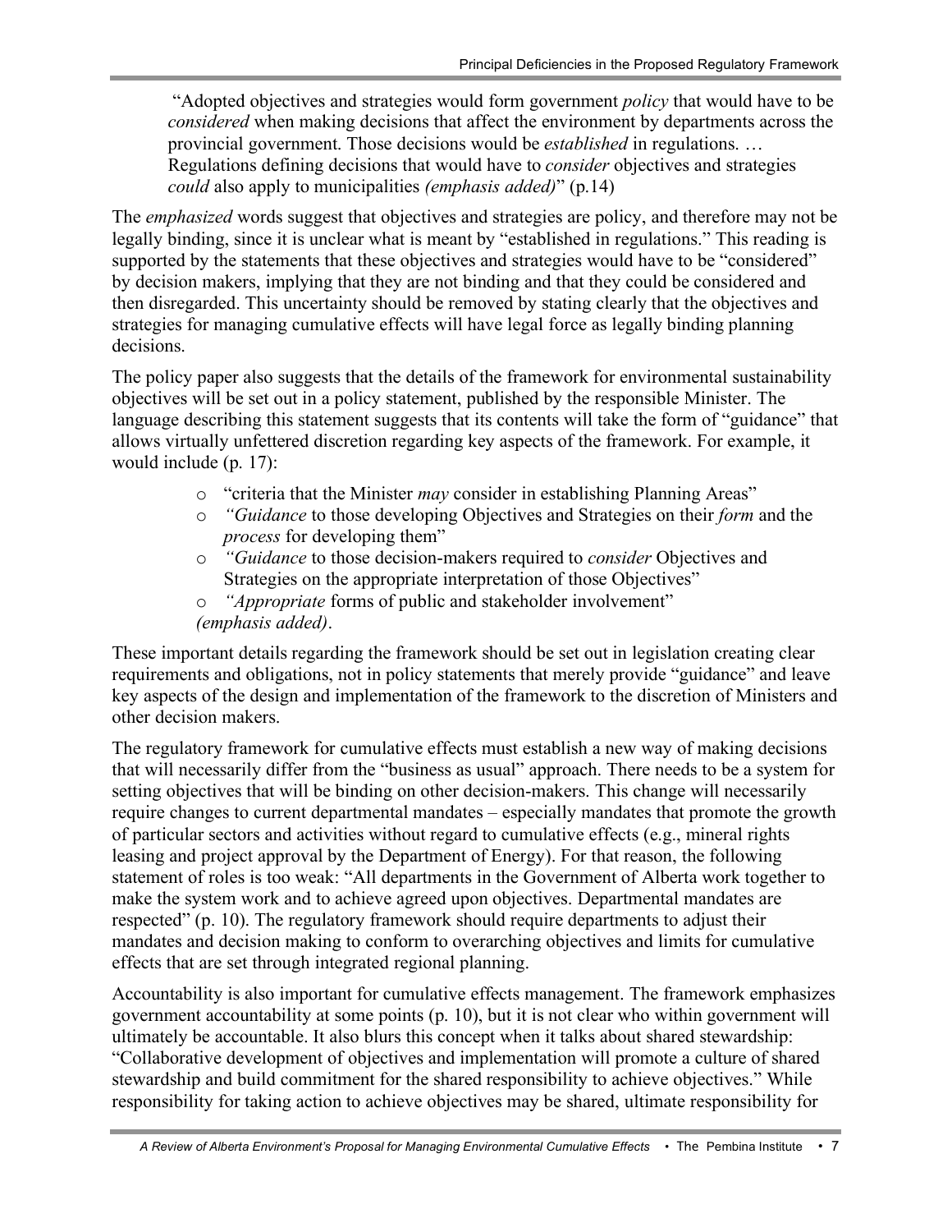> "Adopted objectives and strategies would form government *policy* that would have to be *considered* when making decisions that affect the environment by departments across the provincial government. Those decisions would be *established* in regulations. … Regulations defining decisions that would have to *consider* objectives and strategies *could* also apply to municipalities *(emphasis added)*" (p.14)

The *emphasized* words suggest that objectives and strategies are policy, and therefore may not be legally binding, since it is unclear what is meant by "established in regulations." This reading is supported by the statements that these objectives and strategies would have to be "considered" by decision makers, implying that they are not binding and that they could be considered and then disregarded. This uncertainty should be removed by stating clearly that the objectives and strategies for managing cumulative effects will have legal force as legally binding planning decisions.

The policy paper also suggests that the details of the framework for environmental sustainability objectives will be set out in a policy statement, published by the responsible Minister. The language describing this statement suggests that its contents will take the form of "guidance" that allows virtually unfettered discretion regarding key aspects of the framework. For example, it would include (p. 17):

- "criteria that the Minister *may* consider in establishing Planning Areas"
- *"Guidance* to those developing Objectives and Strategies on their *form* and the *process* for developing them"
- *"Guidance* to those decision-makers required to *consider* Objectives and Strategies on the appropriate interpretation of those Objectives"
- *"Appropriate* forms of public and stakeholder involvement"

*(emphasis added)*.

These important details regarding the framework should be set out in legislation creating clear requirements and obligations, not in policy statements that merely provide "guidance" and leave key aspects of the design and implementation of the framework to the discretion of Ministers and other decision makers.

The regulatory framework for cumulative effects must establish a new way of making decisions that will necessarily differ from the "business as usual" approach. There needs to be a system for setting objectives that will be binding on other decision-makers. This change will necessarily require changes to current departmental mandates – especially mandates that promote the growth of particular sectors and activities without regard to cumulative effects (e.g., mineral rights leasing and project approval by the Department of Energy). For that reason, the following statement of roles is too weak: "All departments in the Government of Alberta work together to make the system work and to achieve agreed upon objectives. Departmental mandates are respected" (p. 10). The regulatory framework should require departments to adjust their mandates and decision making to conform to overarching objectives and limits for cumulative effects that are set through integrated regional planning.

Accountability is also important for cumulative effects management. The framework emphasizes government accountability at some points (p. 10), but it is not clear who within government will ultimately be accountable. It also blurs this concept when it talks about shared stewardship: "Collaborative development of objectives and implementation will promote a culture of shared stewardship and build commitment for the shared responsibility to achieve objectives." While responsibility for taking action to achieve objectives may be shared, ultimate responsibility for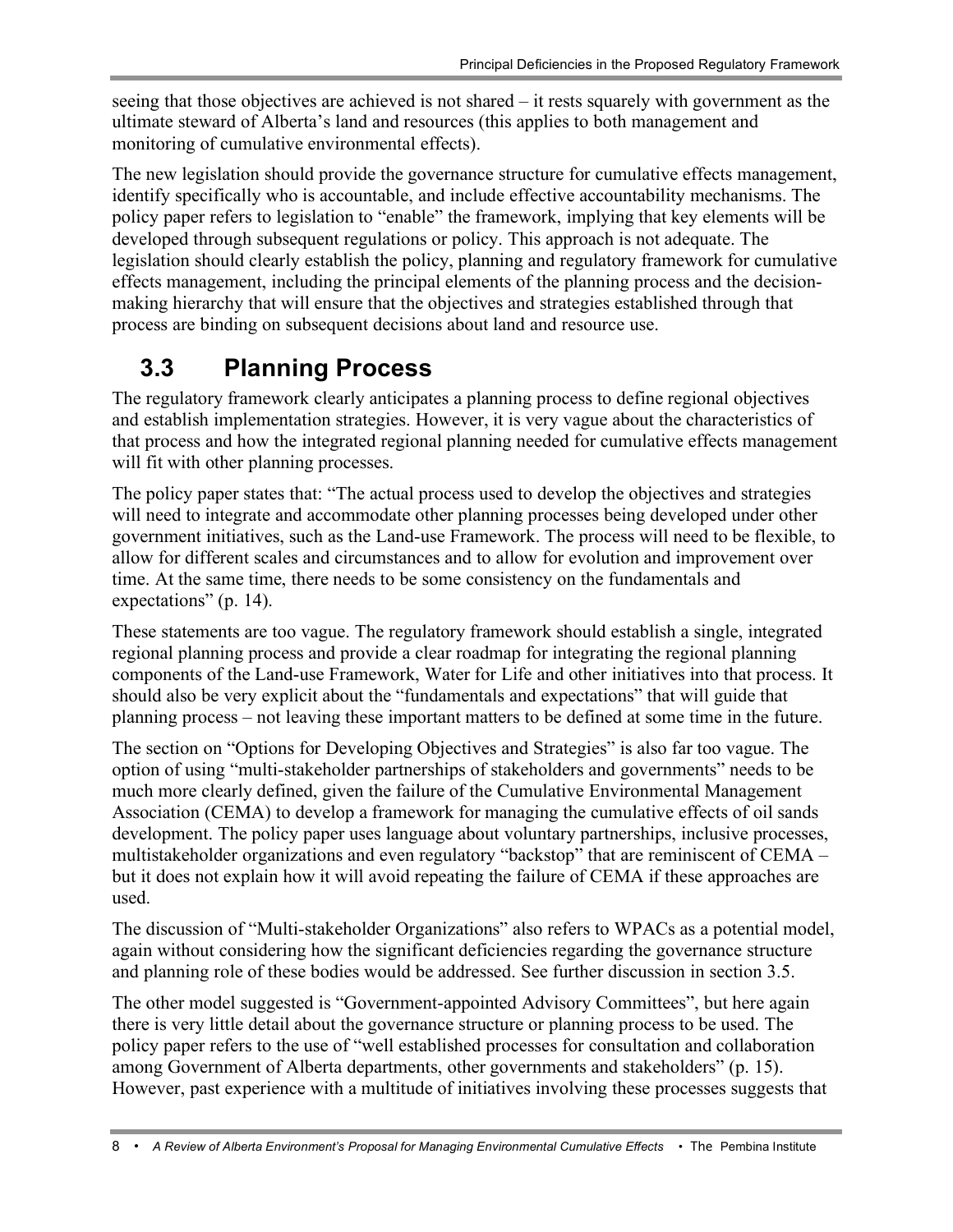seeing that those objectives are achieved is not shared – it rests squarely with government as the ultimate steward of Alberta's land and resources (this applies to both management and monitoring of cumulative environmental effects).

The new legislation should provide the governance structure for cumulative effects management, identify specifically who is accountable, and include effective accountability mechanisms. The policy paper refers to legislation to "enable" the framework, implying that key elements will be developed through subsequent regulations or policy. This approach is not adequate. The legislation should clearly establish the policy, planning and regulatory framework for cumulative effects management, including the principal elements of the planning process and the decision-making hierarchy that will ensure that the objectives and strategies established through that process are binding on subsequent decisions about land and resource use.

## 3.3 Planning Process

The regulatory framework clearly anticipates a planning process to define regional objectives and establish implementation strategies. However, it is very vague about the characteristics of that process and how the integrated regional planning needed for cumulative effects management will fit with other planning processes.

The policy paper states that: "The actual process used to develop the objectives and strategies will need to integrate and accommodate other planning processes being developed under other government initiatives, such as the Land-use Framework. The process will need to be flexible, to allow for different scales and circumstances and to allow for evolution and improvement over time. At the same time, there needs to be some consistency on the fundamentals and expectations" (p. 14).

These statements are too vague. The regulatory framework should establish a single, integrated regional planning process and provide a clear roadmap for integrating the regional planning components of the Land-use Framework, Water for Life and other initiatives into that process. It should also be very explicit about the "fundamentals and expectations" that will guide that planning process – not leaving these important matters to be defined at some time in the future.

The section on "Options for Developing Objectives and Strategies" is also far too vague. The option of using "multi-stakeholder partnerships of stakeholders and governments" needs to be much more clearly defined, given the failure of the Cumulative Environmental Management Association (CEMA) to develop a framework for managing the cumulative effects of oil sands development. The policy paper uses language about voluntary partnerships, inclusive processes, multistakeholder organizations and even regulatory "backstop" that are reminiscent of CEMA – but it does not explain how it will avoid repeating the failure of CEMA if these approaches are used.

The discussion of "Multi-stakeholder Organizations" also refers to WPACs as a potential model, again without considering how the significant deficiencies regarding the governance structure and planning role of these bodies would be addressed. See further discussion in section 3.5.

The other model suggested is "Government-appointed Advisory Committees", but here again there is very little detail about the governance structure or planning process to be used. The policy paper refers to the use of "well established processes for consultation and collaboration among Government of Alberta departments, other governments and stakeholders" (p. 15). However, past experience with a multitude of initiatives involving these processes suggests that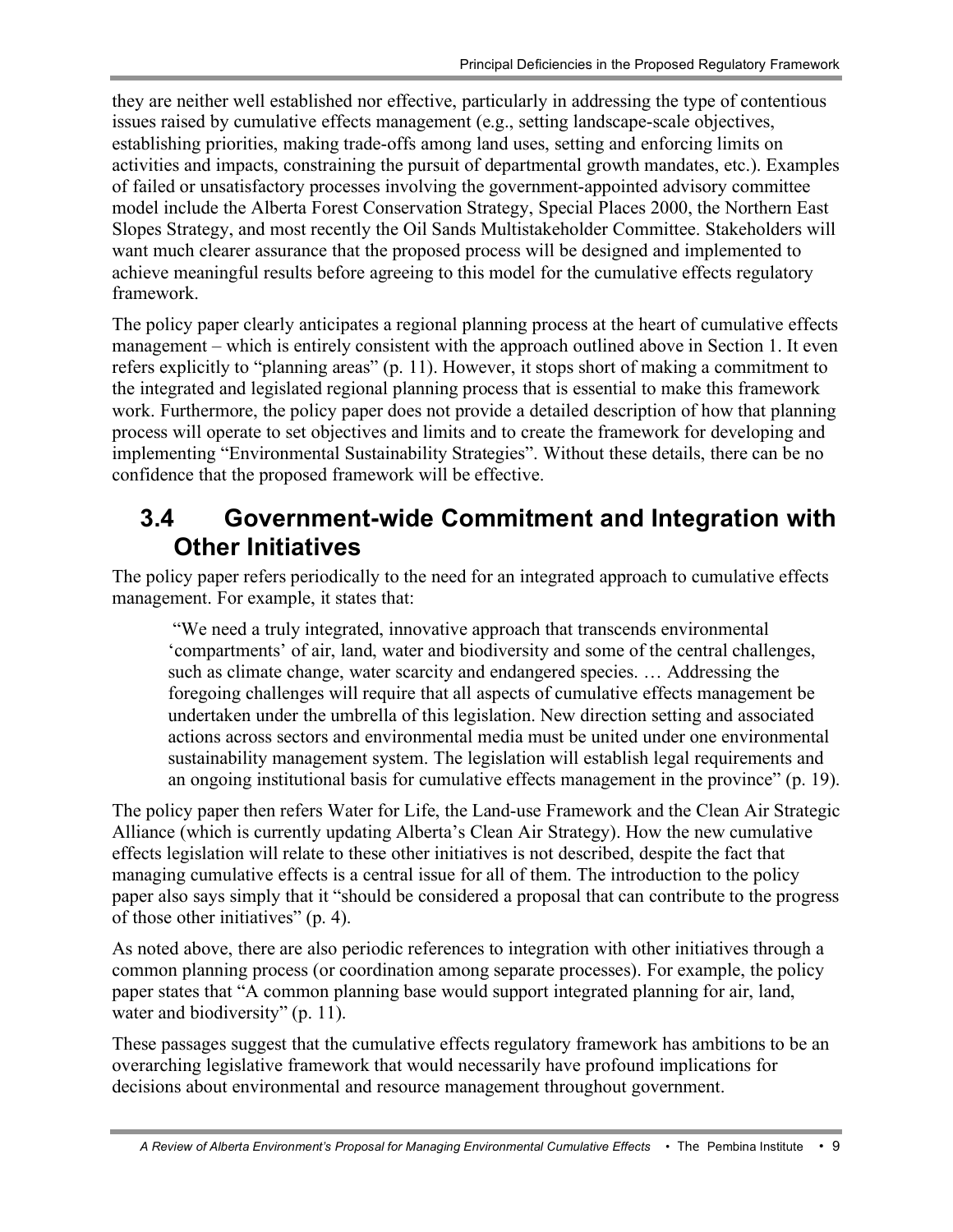they are neither well established nor effective, particularly in addressing the type of contentious issues raised by cumulative effects management (e.g., setting landscape-scale objectives, establishing priorities, making trade-offs among land uses, setting and enforcing limits on activities and impacts, constraining the pursuit of departmental growth mandates, etc.). Examples of failed or unsatisfactory processes involving the government-appointed advisory committee model include the Alberta Forest Conservation Strategy, Special Places 2000, the Northern East Slopes Strategy, and most recently the Oil Sands Multistakeholder Committee. Stakeholders will want much clearer assurance that the proposed process will be designed and implemented to achieve meaningful results before agreeing to this model for the cumulative effects regulatory framework.

The policy paper clearly anticipates a regional planning process at the heart of cumulative effects management – which is entirely consistent with the approach outlined above in Section 1. It even refers explicitly to "planning areas" (p. 11). However, it stops short of making a commitment to the integrated and legislated regional planning process that is essential to make this framework work. Furthermore, the policy paper does not provide a detailed description of how that planning process will operate to set objectives and limits and to create the framework for developing and implementing "Environmental Sustainability Strategies". Without these details, there can be no confidence that the proposed framework will be effective.

## 3.4 Government-wide Commitment and Integration with Other Initiatives

The policy paper refers periodically to the need for an integrated approach to cumulative effects management. For example, it states that:

> "We need a truly integrated, innovative approach that transcends environmental 'compartments' of air, land, water and biodiversity and some of the central challenges, such as climate change, water scarcity and endangered species. … Addressing the foregoing challenges will require that all aspects of cumulative effects management be undertaken under the umbrella of this legislation. New direction setting and associated actions across sectors and environmental media must be united under one environmental sustainability management system. The legislation will establish legal requirements and an ongoing institutional basis for cumulative effects management in the province" (p. 19).

The policy paper then refers Water for Life, the Land-use Framework and the Clean Air Strategic Alliance (which is currently updating Alberta's Clean Air Strategy). How the new cumulative effects legislation will relate to these other initiatives is not described, despite the fact that managing cumulative effects is a central issue for all of them. The introduction to the policy paper also says simply that it "should be considered a proposal that can contribute to the progress of those other initiatives" (p. 4).

As noted above, there are also periodic references to integration with other initiatives through a common planning process (or coordination among separate processes). For example, the policy paper states that "A common planning base would support integrated planning for air, land, water and biodiversity" (p. 11).

These passages suggest that the cumulative effects regulatory framework has ambitions to be an overarching legislative framework that would necessarily have profound implications for decisions about environmental and resource management throughout government.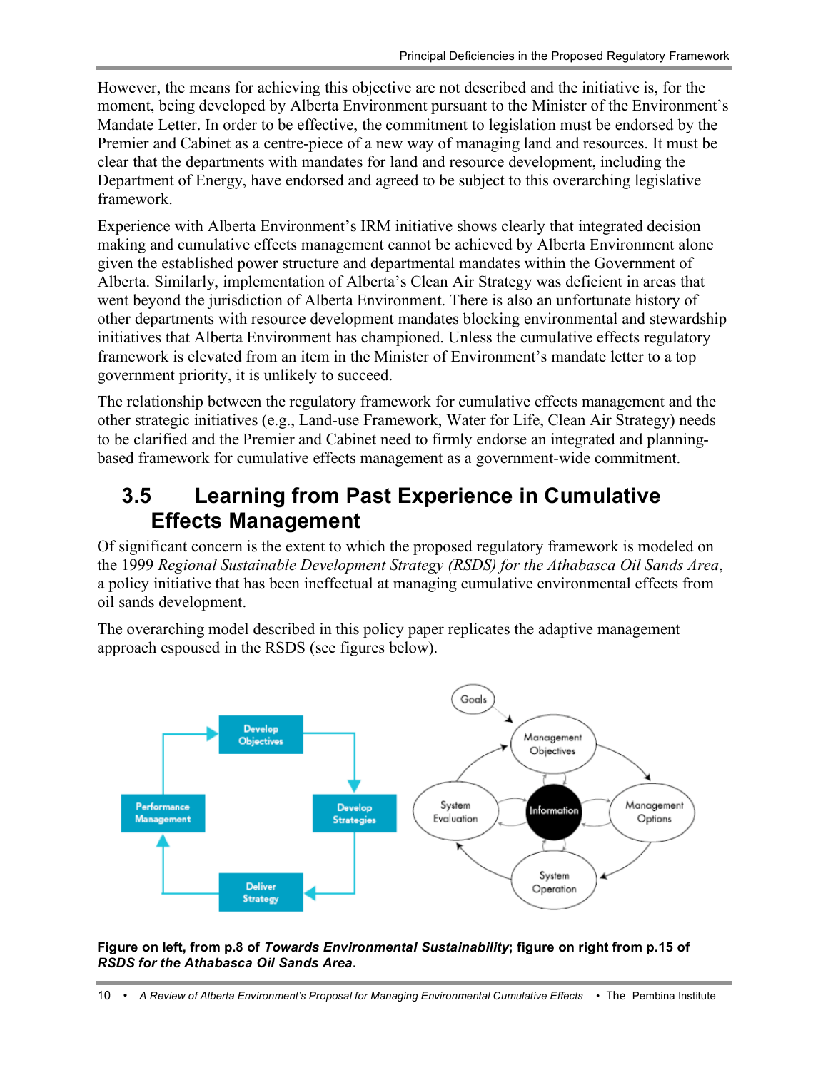However, the means for achieving this objective are not described and the initiative is, for the moment, being developed by Alberta Environment pursuant to the Minister of the Environment's Mandate Letter. In order to be effective, the commitment to legislation must be endorsed by the Premier and Cabinet as a centre-piece of a new way of managing land and resources. It must be clear that the departments with mandates for land and resource development, including the Department of Energy, have endorsed and agreed to be subject to this overarching legislative framework.

Experience with Alberta Environment's IRM initiative shows clearly that integrated decision making and cumulative effects management cannot be achieved by Alberta Environment alone given the established power structure and departmental mandates within the Government of Alberta. Similarly, implementation of Alberta's Clean Air Strategy was deficient in areas that went beyond the jurisdiction of Alberta Environment. There is also an unfortunate history of other departments with resource development mandates blocking environmental and stewardship initiatives that Alberta Environment has championed. Unless the cumulative effects regulatory framework is elevated from an item in the Minister of Environment's mandate letter to a top government priority, it is unlikely to succeed.

The relationship between the regulatory framework for cumulative effects management and the other strategic initiatives (e.g., Land-use Framework, Water for Life, Clean Air Strategy) needs to be clarified and the Premier and Cabinet need to firmly endorse an integrated and planning-based framework for cumulative effects management as a government-wide commitment.

## 3.5 Learning from Past Experience in Cumulative Effects Management

Of significant concern is the extent to which the proposed regulatory framework is modeled on the 1999 *Regional Sustainable Development Strategy (RSDS) for the Athabasca Oil Sands Area*, a policy initiative that has been ineffectual at managing cumulative environmental effects from oil sands development.

The overarching model described in this policy paper replicates the adaptive management approach espoused in the RSDS (see figures below).

**Figure on left, from p.8 of *Towards Environmental Sustainability*; figure on right from p.15 of *RSDS for the Athabasca Oil Sands Area*.**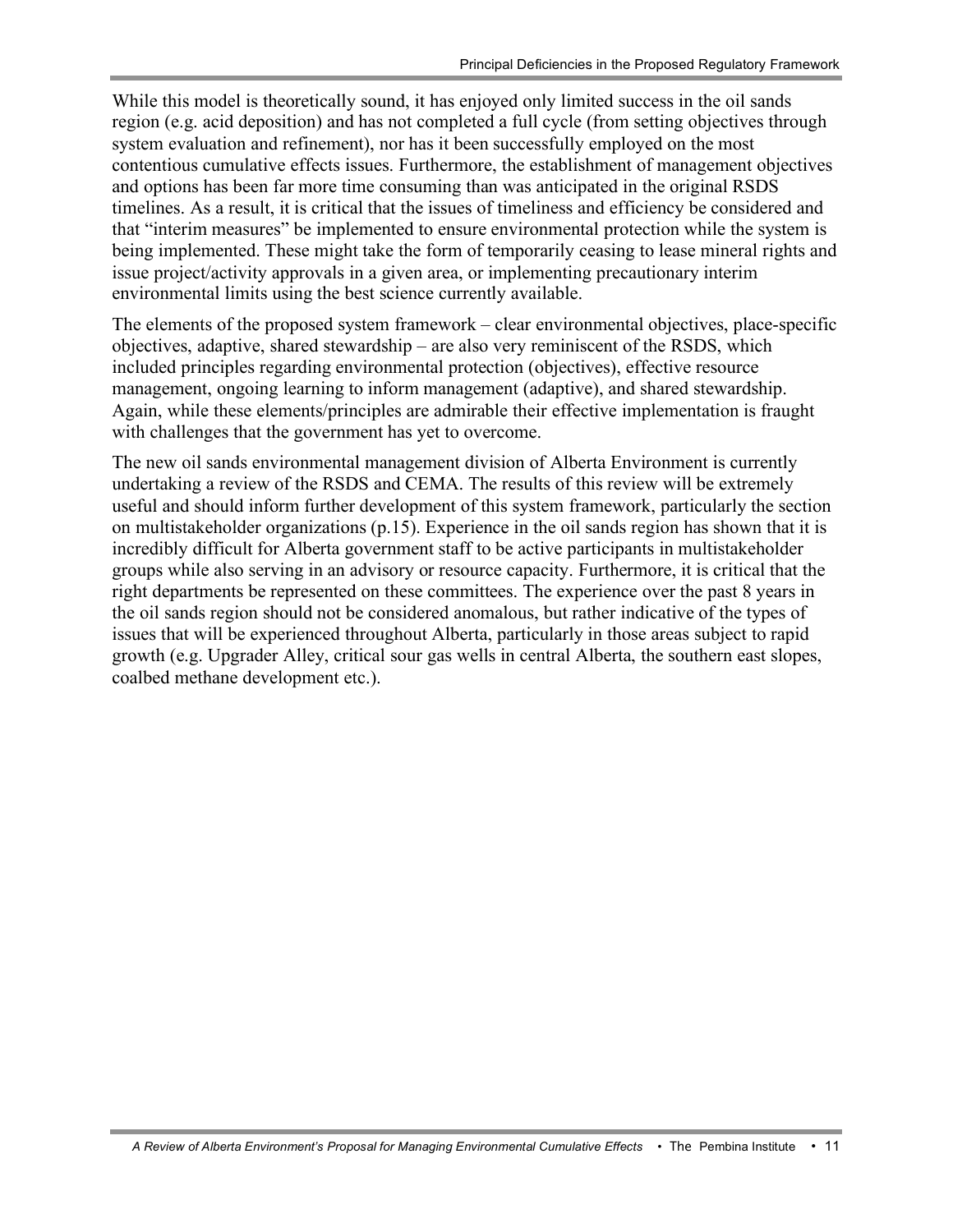While this model is theoretically sound, it has enjoyed only limited success in the oil sands region (e.g. acid deposition) and has not completed a full cycle (from setting objectives through system evaluation and refinement), nor has it been successfully employed on the most contentious cumulative effects issues. Furthermore, the establishment of management objectives and options has been far more time consuming than was anticipated in the original RSDS timelines. As a result, it is critical that the issues of timeliness and efficiency be considered and that "interim measures" be implemented to ensure environmental protection while the system is being implemented. These might take the form of temporarily ceasing to lease mineral rights and issue project/activity approvals in a given area, or implementing precautionary interim environmental limits using the best science currently available.

The elements of the proposed system framework – clear environmental objectives, place-specific objectives, adaptive, shared stewardship – are also very reminiscent of the RSDS, which included principles regarding environmental protection (objectives), effective resource management, ongoing learning to inform management (adaptive), and shared stewardship. Again, while these elements/principles are admirable their effective implementation is fraught with challenges that the government has yet to overcome.

The new oil sands environmental management division of Alberta Environment is currently undertaking a review of the RSDS and CEMA. The results of this review will be extremely useful and should inform further development of this system framework, particularly the section on multistakeholder organizations (p.15). Experience in the oil sands region has shown that it is incredibly difficult for Alberta government staff to be active participants in multistakeholder groups while also serving in an advisory or resource capacity. Furthermore, it is critical that the right departments be represented on these committees. The experience over the past 8 years in the oil sands region should not be considered anomalous, but rather indicative of the types of issues that will be experienced throughout Alberta, particularly in those areas subject to rapid growth (e.g. Upgrader Alley, critical sour gas wells in central Alberta, the southern east slopes, coalbed methane development etc.).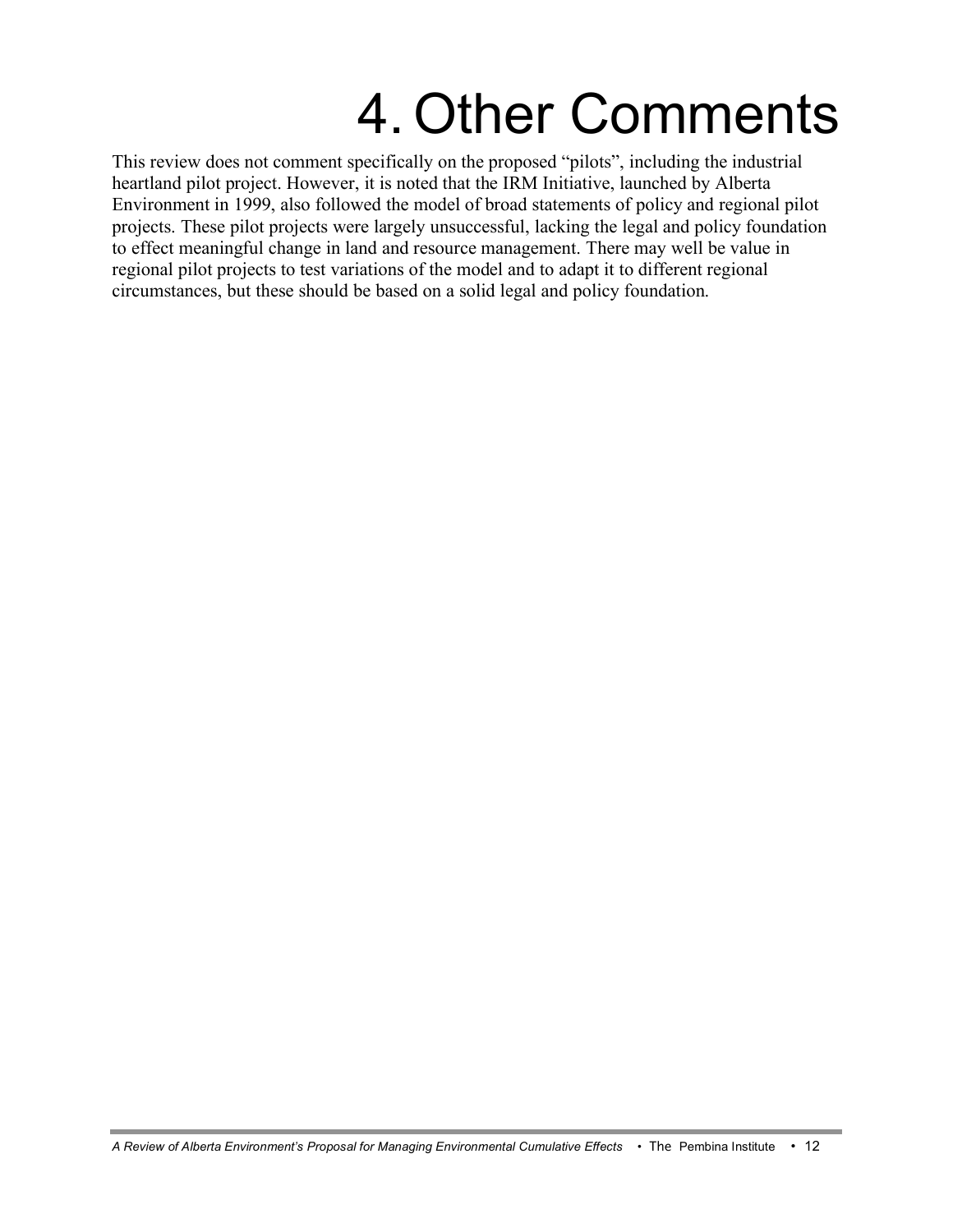# 4. Other Comments

This review does not comment specifically on the proposed "pilots", including the industrial heartland pilot project. However, it is noted that the IRM Initiative, launched by Alberta Environment in 1999, also followed the model of broad statements of policy and regional pilot projects. These pilot projects were largely unsuccessful, lacking the legal and policy foundation to effect meaningful change in land and resource management. There may well be value in regional pilot projects to test variations of the model and to adapt it to different regional circumstances, but these should be based on a solid legal and policy foundation.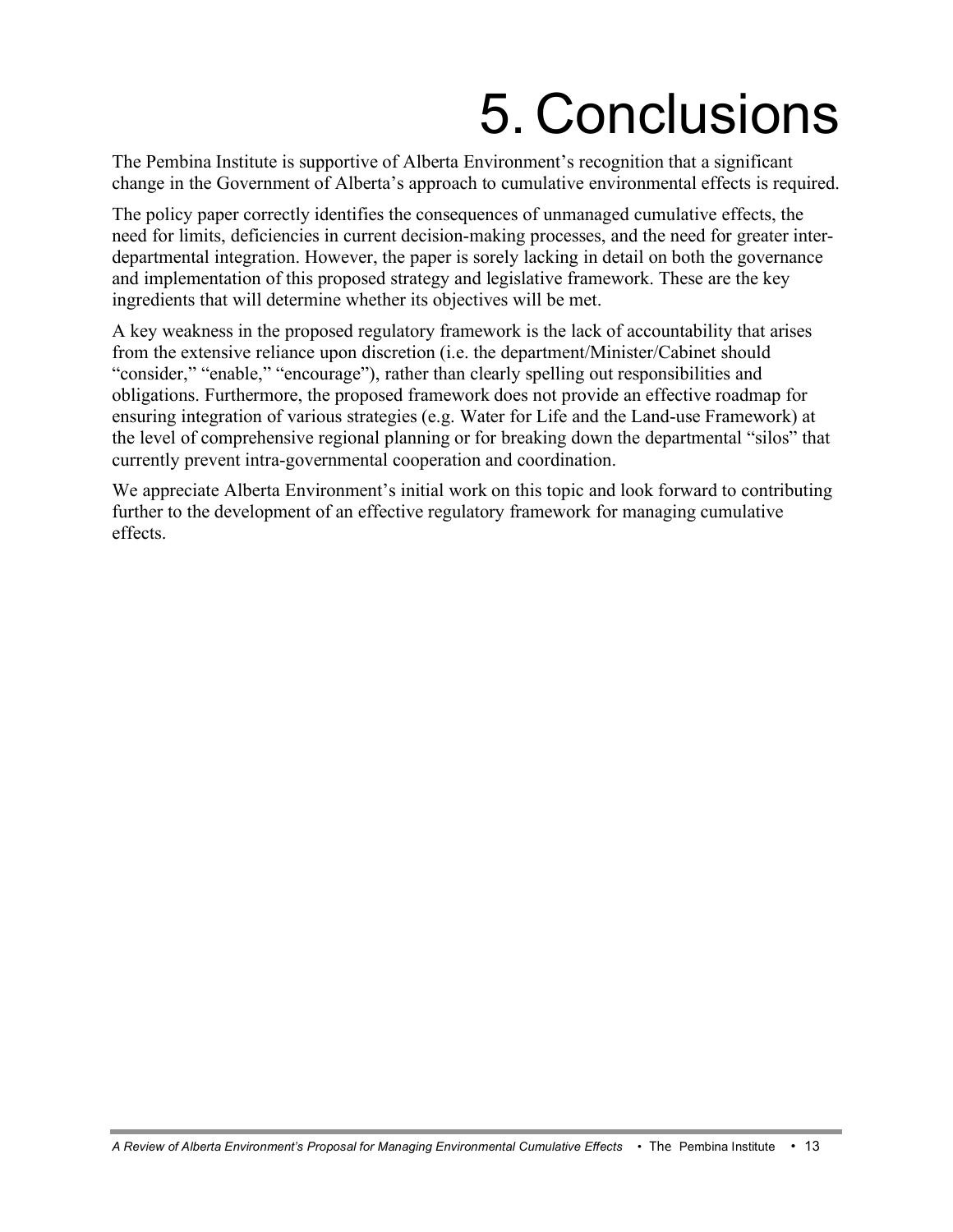# 5. Conclusions

The Pembina Institute is supportive of Alberta Environment's recognition that a significant change in the Government of Alberta's approach to cumulative environmental effects is required.

The policy paper correctly identifies the consequences of unmanaged cumulative effects, the need for limits, deficiencies in current decision-making processes, and the need for greater inter-departmental integration. However, the paper is sorely lacking in detail on both the governance and implementation of this proposed strategy and legislative framework. These are the key ingredients that will determine whether its objectives will be met.

A key weakness in the proposed regulatory framework is the lack of accountability that arises from the extensive reliance upon discretion (i.e. the department/Minister/Cabinet should "consider," "enable," "encourage"), rather than clearly spelling out responsibilities and obligations. Furthermore, the proposed framework does not provide an effective roadmap for ensuring integration of various strategies (e.g. Water for Life and the Land-use Framework) at the level of comprehensive regional planning or for breaking down the departmental "silos" that currently prevent intra-governmental cooperation and coordination.

We appreciate Alberta Environment's initial work on this topic and look forward to contributing further to the development of an effective regulatory framework for managing cumulative effects.